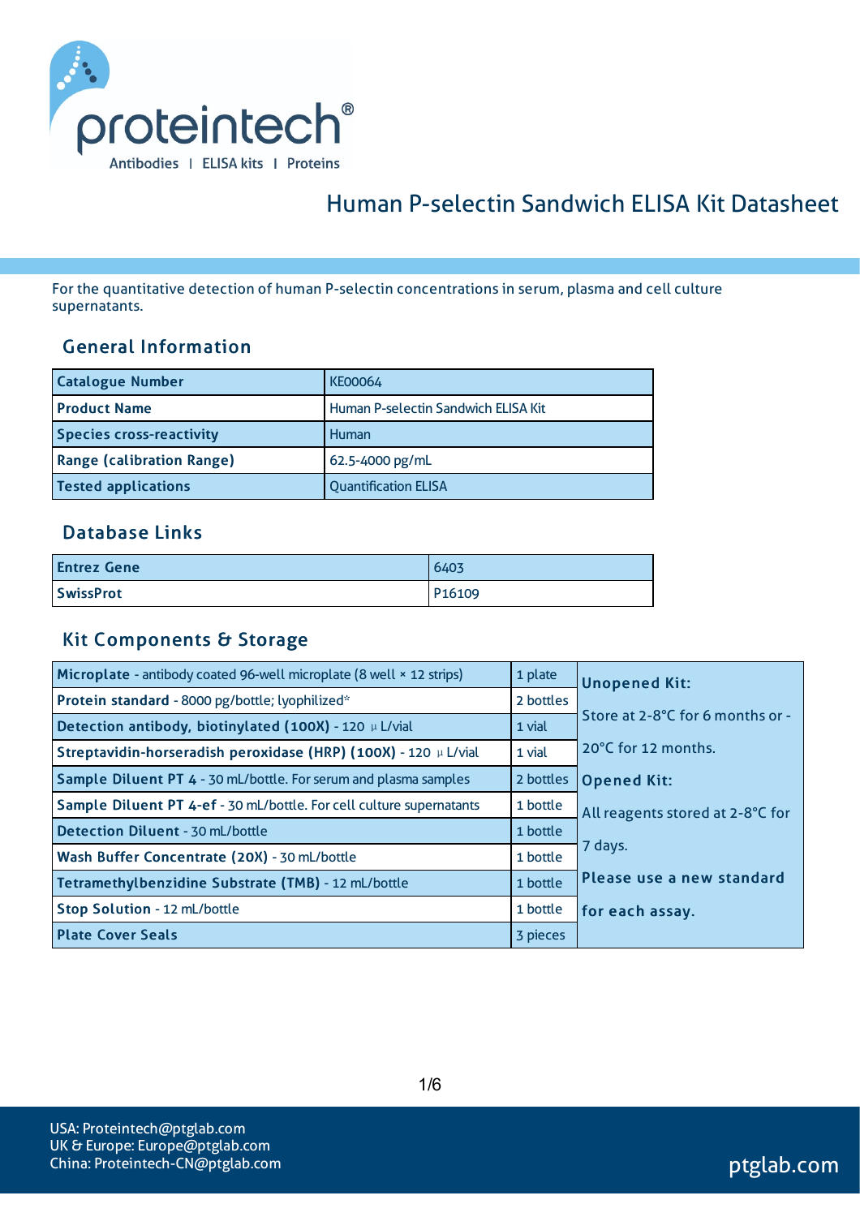# Human P-selectin Sandwich ELISA Kit Datasheet

For the quantitative detection of human P-selectin concentrations in serum, plasma and cell culture supernatants.

## General Information

| | |
|---|---|
| **Catalogue Number** | KE00064 |
| **Product Name** | Human P-selectin Sandwich ELISA Kit |
| **Species cross-reactivity** | Human |
| **Range (calibration Range)** | 62.5-4000 pg/mL |
| **Tested applications** | Quantification ELISA |

## Database Links

| | |
|---|---|
| **Entrez Gene** | 6403 |
| **SwissProt** | P16109 |

## Kit Components & Storage

| Component | Quantity | Storage |
|---|---|---|
| **Microplate** - antibody coated 96-well microplate (8 well × 12 strips) | 1 plate | **Unopened Kit:** Store at 2-8°C for 6 months or -20°C for 12 months. **Opened Kit:** All reagents stored at 2-8°C for 7 days. **Please use a new standard for each assay.** |
| **Protein standard** - 8000 pg/bottle; lyophilized* | 2 bottles | |
| **Detection antibody, biotinylated (100X)** - 120 μL/vial | 1 vial | |
| **Streptavidin-horseradish peroxidase (HRP) (100X)** - 120 μL/vial | 1 vial | |
| **Sample Diluent PT 4** - 30 mL/bottle. For serum and plasma samples | 2 bottles | |
| **Sample Diluent PT 4-ef** - 30 mL/bottle. For cell culture supernatants | 1 bottle | |
| **Detection Diluent** - 30 mL/bottle | 1 bottle | |
| **Wash Buffer Concentrate (20X)** - 30 mL/bottle | 1 bottle | |
| **Tetramethylbenzidine Substrate (TMB)** - 12 mL/bottle | 1 bottle | |
| **Stop Solution** - 12 mL/bottle | 1 bottle | |
| **Plate Cover Seals** | 3 pieces | |

USA: Proteintech@ptglab.com
UK & Europe: Europe@ptglab.com
China: Proteintech-CN@ptglab.com

ptglab.com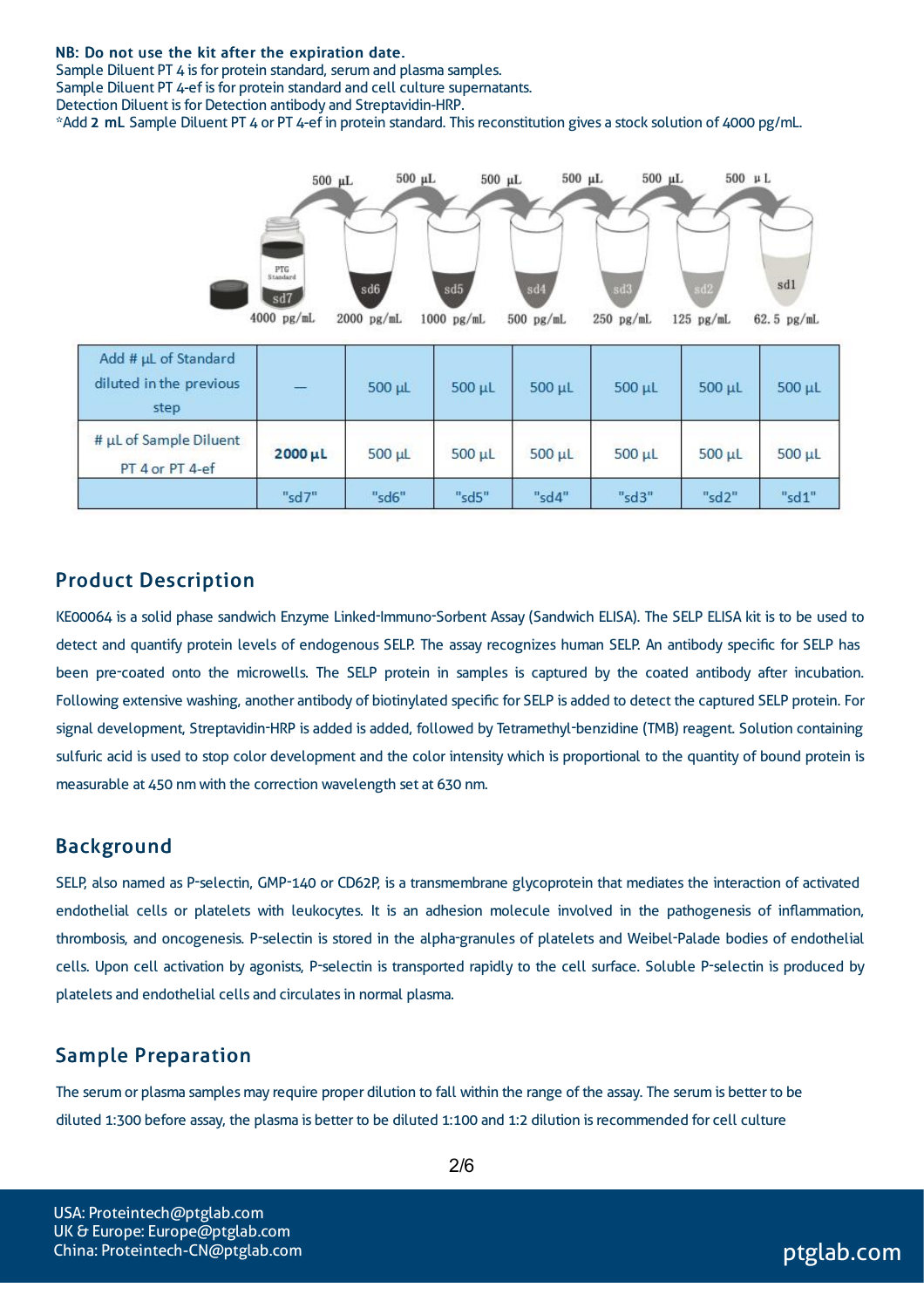**NB: Do not use the kit after the expiration date.**
Sample Diluent PT 4 is for protein standard, serum and plasma samples.
Sample Diluent PT 4-ef is for protein standard and cell culture supernatants.
Detection Diluent is for Detection antibody and Streptavidin-HRP.
*Add **2 mL** Sample Diluent PT 4 or PT 4-ef in protein standard. This reconstitution gives a stock solution of 4000 pg/mL.

| Add # µL of Standard diluted in the previous step | — | 500 µL | 500 µL | 500 µL | 500 µL | 500 µL | 500 µL |
|---|---|---|---|---|---|---|---|
| # µL of Sample Diluent PT 4 or PT 4-ef | **2000 µL** | 500 µL | 500 µL | 500 µL | 500 µL | 500 µL | 500 µL |
| | "sd7" | "sd6" | "sd5" | "sd4" | "sd3" | "sd2" | "sd1" |

## Product Description

KE00064 is a solid phase sandwich Enzyme Linked-Immuno-Sorbent Assay (Sandwich ELISA). The SELP ELISA kit is to be used to detect and quantify protein levels of endogenous SELP. The assay recognizes human SELP. An antibody specific for SELP has been pre-coated onto the microwells. The SELP protein in samples is captured by the coated antibody after incubation. Following extensive washing, another antibody of biotinylated specific for SELP is added to detect the captured SELP protein. For signal development, Streptavidin-HRP is added is added, followed by Tetramethyl-benzidine (TMB) reagent. Solution containing sulfuric acid is used to stop color development and the color intensity which is proportional to the quantity of bound protein is measurable at 450 nm with the correction wavelength set at 630 nm.

## Background

SELP, also named as P-selectin, GMP-140 or CD62P, is a transmembrane glycoprotein that mediates the interaction of activated endothelial cells or platelets with leukocytes. It is an adhesion molecule involved in the pathogenesis of inflammation, thrombosis, and oncogenesis. P-selectin is stored in the alpha-granules of platelets and Weibel-Palade bodies of endothelial cells. Upon cell activation by agonists, P-selectin is transported rapidly to the cell surface. Soluble P-selectin is produced by platelets and endothelial cells and circulates in normal plasma.

## Sample Preparation

The serum or plasma samples may require proper dilution to fall within the range of the assay. The serum is better to be diluted 1:300 before assay, the plasma is better to be diluted 1:100 and 1:2 dilution is recommended for cell culture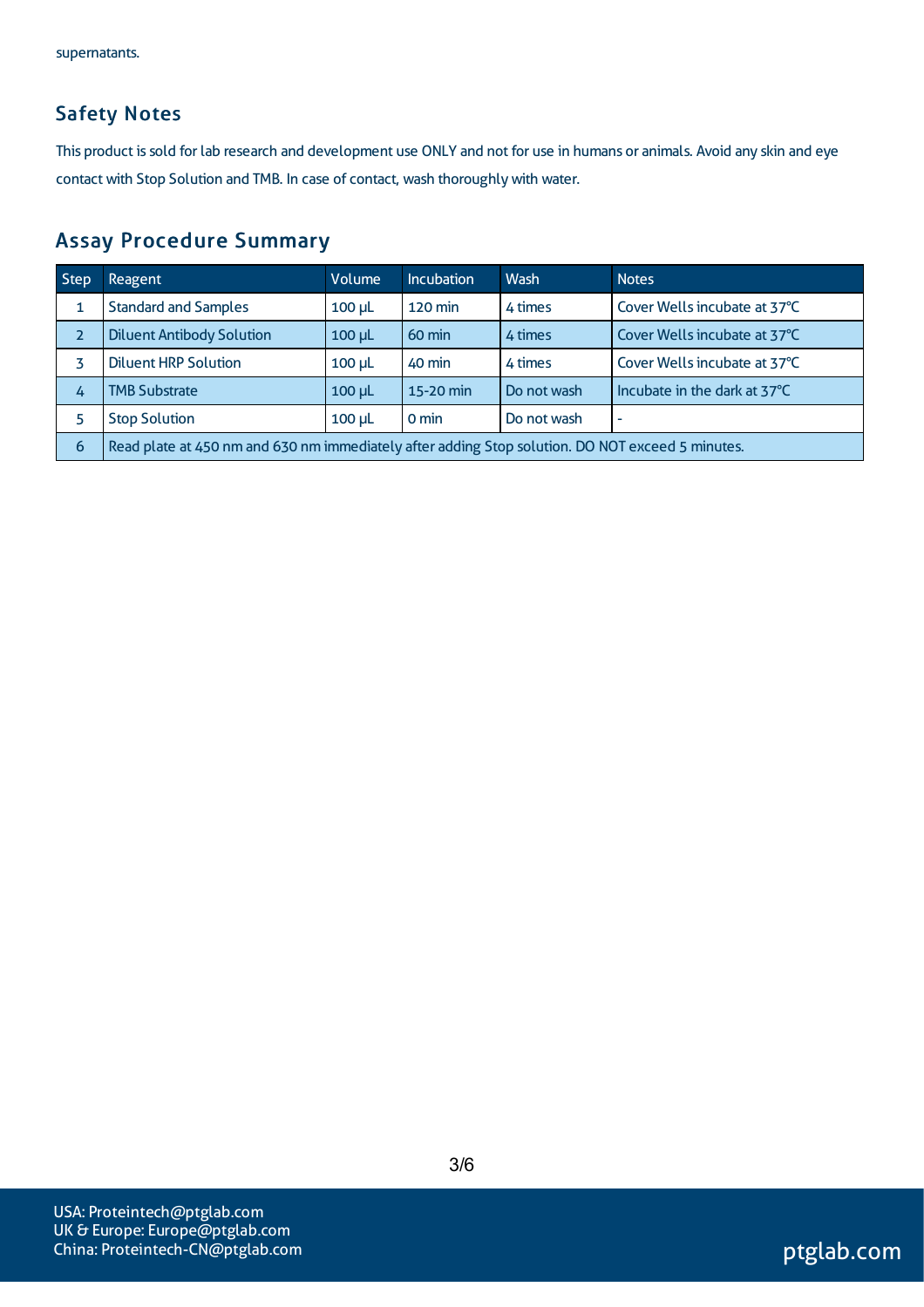supernatants.

## Safety Notes

This product is sold for lab research and development use ONLY and not for use in humans or animals. Avoid any skin and eye contact with Stop Solution and TMB. In case of contact, wash thoroughly with water.

## Assay Procedure Summary

| Step | Reagent | Volume | Incubation | Wash | Notes |
|---|---|---|---|---|---|
| 1 | Standard and Samples | 100 μL | 120 min | 4 times | Cover Wells incubate at 37°C |
| 2 | Diluent Antibody Solution | 100 μL | 60 min | 4 times | Cover Wells incubate at 37°C |
| 3 | Diluent HRP Solution | 100 μL | 40 min | 4 times | Cover Wells incubate at 37°C |
| 4 | TMB Substrate | 100 μL | 15-20 min | Do not wash | Incubate in the dark at 37°C |
| 5 | Stop Solution | 100 μL | 0 min | Do not wash | - |
| 6 | Read plate at 450 nm and 630 nm immediately after adding Stop solution. DO NOT exceed 5 minutes. | | | | |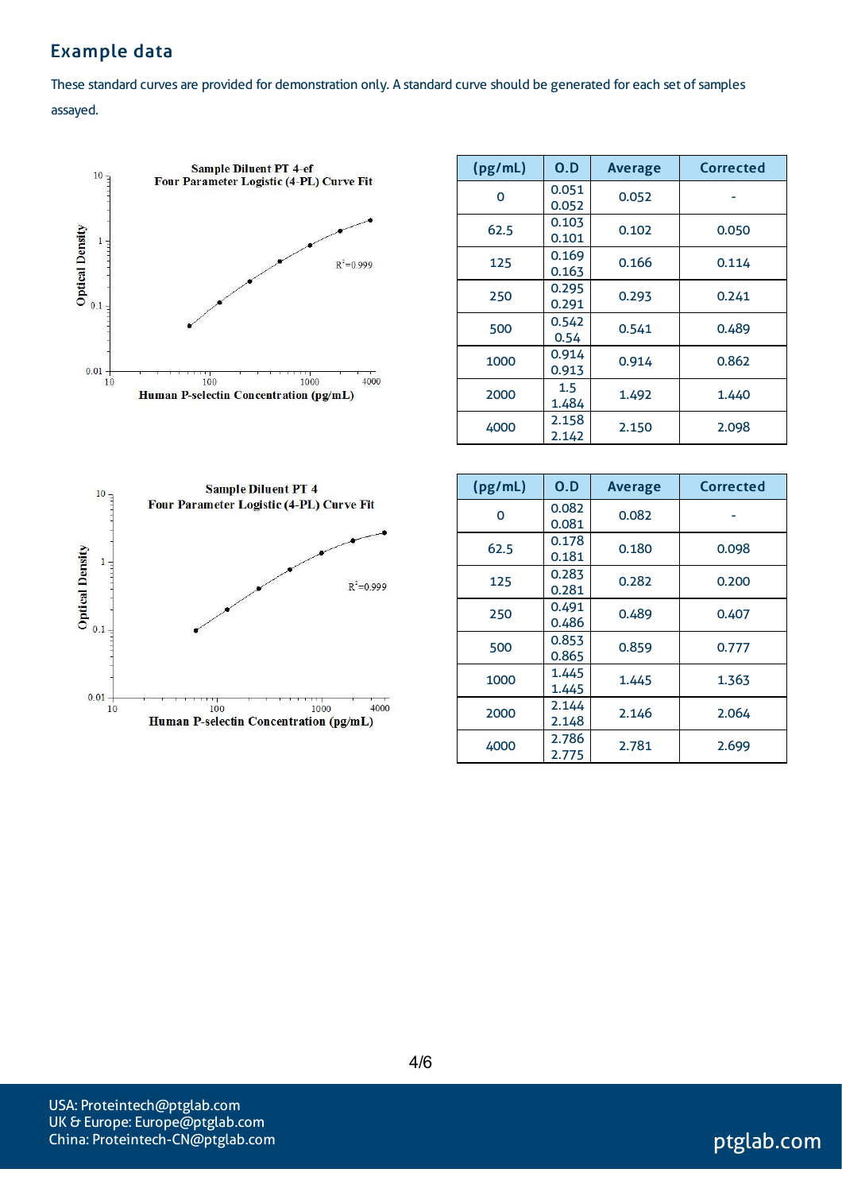## Example data

These standard curves are provided for demonstration only. A standard curve should be generated for each set of samples assayed.

Sample Diluent PT 4-ef
Four Parameter Logistic (4-PL) Curve Fit

| (pg/mL) | O.D | Average | Corrected |
|---|---|---|---|
| 0 | 0.051<br>0.052 | 0.052 | - |
| 62.5 | 0.103<br>0.101 | 0.102 | 0.050 |
| 125 | 0.169<br>0.163 | 0.166 | 0.114 |
| 250 | 0.295<br>0.291 | 0.293 | 0.241 |
| 500 | 0.542<br>0.54 | 0.541 | 0.489 |
| 1000 | 0.914<br>0.913 | 0.914 | 0.862 |
| 2000 | 1.5<br>1.484 | 1.492 | 1.440 |
| 4000 | 2.158<br>2.142 | 2.150 | 2.098 |

Sample Diluent PT 4
Four Parameter Logistic (4-PL) Curve Fit

| (pg/mL) | O.D | Average | Corrected |
|---|---|---|---|
| 0 | 0.082<br>0.081 | 0.082 | - |
| 62.5 | 0.178<br>0.181 | 0.180 | 0.098 |
| 125 | 0.283<br>0.281 | 0.282 | 0.200 |
| 250 | 0.491<br>0.486 | 0.489 | 0.407 |
| 500 | 0.853<br>0.865 | 0.859 | 0.777 |
| 1000 | 1.445<br>1.445 | 1.445 | 1.363 |
| 2000 | 2.144<br>2.148 | 2.146 | 2.064 |
| 4000 | 2.786<br>2.775 | 2.781 | 2.699 |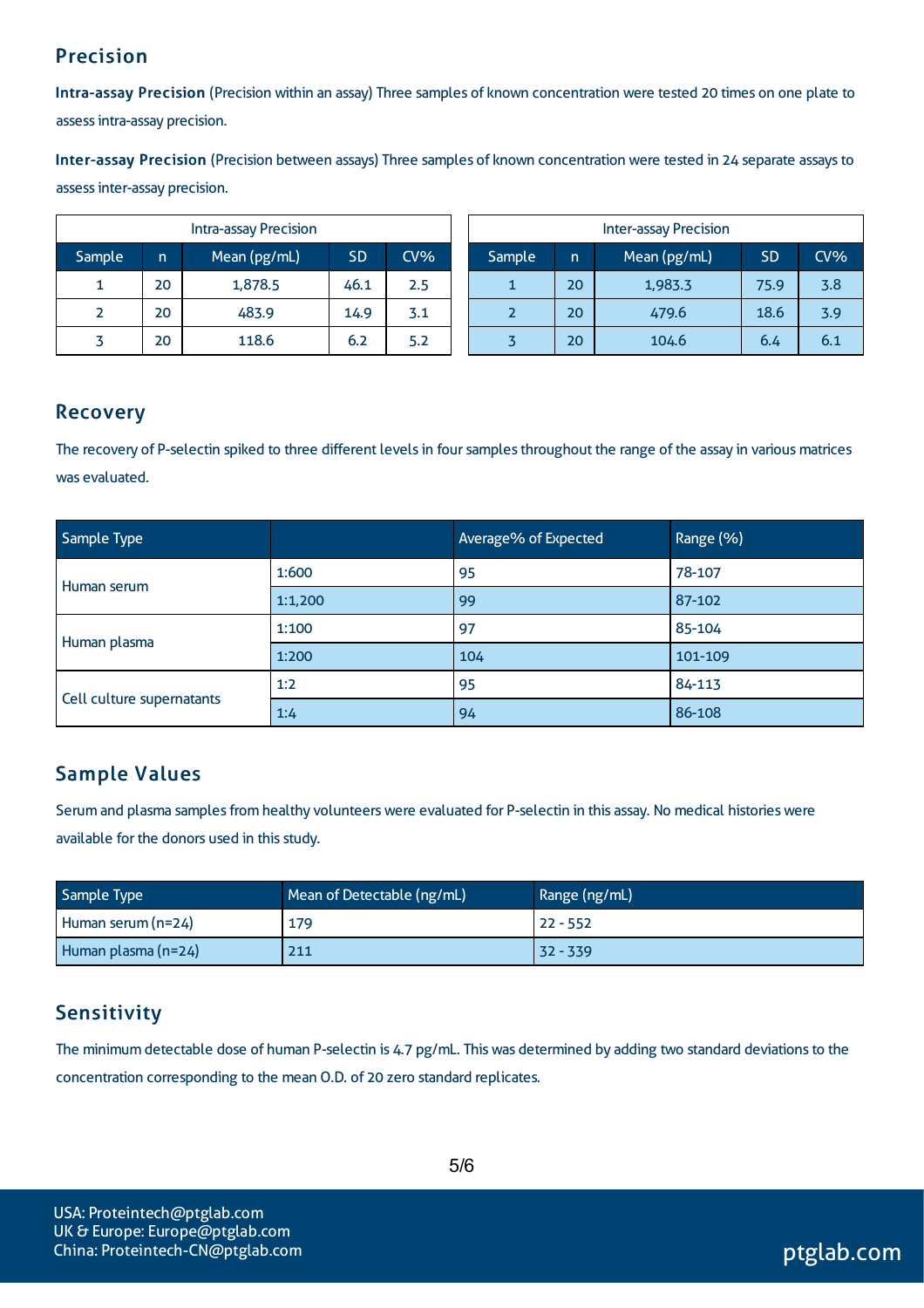## Precision

**Intra-assay Precision** (Precision within an assay) Three samples of known concentration were tested 20 times on one plate to assess intra-assay precision.

**Inter-assay Precision** (Precision between assays) Three samples of known concentration were tested in 24 separate assays to assess inter-assay precision.

| Intra-assay Precision | | | | |
|---|---|---|---|---|
| Sample | n | Mean (pg/mL) | SD | CV% |
| 1 | 20 | 1,878.5 | 46.1 | 2.5 |
| 2 | 20 | 483.9 | 14.9 | 3.1 |
| 3 | 20 | 118.6 | 6.2 | 5.2 |

| Inter-assay Precision | | | | |
|---|---|---|---|---|
| Sample | n | Mean (pg/mL) | SD | CV% |
| 1 | 20 | 1,983.3 | 75.9 | 3.8 |
| 2 | 20 | 479.6 | 18.6 | 3.9 |
| 3 | 20 | 104.6 | 6.4 | 6.1 |

## Recovery

The recovery of P-selectin spiked to three different levels in four samples throughout the range of the assay in various matrices was evaluated.

| Sample Type | | Average% of Expected | Range (%) |
|---|---|---|---|
| Human serum | 1:600 | 95 | 78-107 |
| | 1:1,200 | 99 | 87-102 |
| Human plasma | 1:100 | 97 | 85-104 |
| | 1:200 | 104 | 101-109 |
| Cell culture supernatants | 1:2 | 95 | 84-113 |
| | 1:4 | 94 | 86-108 |

## Sample Values

Serum and plasma samples from healthy volunteers were evaluated for P-selectin in this assay. No medical histories were available for the donors used in this study.

| Sample Type | Mean of Detectable (ng/mL) | Range (ng/mL) |
|---|---|---|
| Human serum (n=24) | 179 | 22 - 552 |
| Human plasma (n=24) | 211 | 32 - 339 |

## Sensitivity

The minimum detectable dose of human P-selectin is 4.7 pg/mL. This was determined by adding two standard deviations to the concentration corresponding to the mean O.D. of 20 zero standard replicates.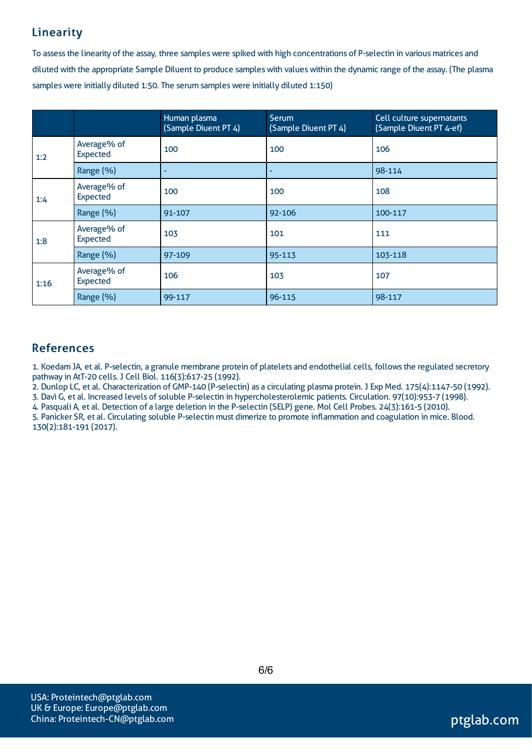## Linearity

To assess the linearity of the assay, three samples were spiked with high concentrations of P-selectin in various matrices and diluted with the appropriate Sample Diluent to produce samples with values within the dynamic range of the assay. (The plasma samples were initially diluted 1:50. The serum samples were initially diluted 1:150)

| | | Human plasma (Sample Diuent PT 4) | Serum (Sample Diuent PT 4) | Cell culture supernatants (Sample Diuent PT 4-ef) |
|---|---|---|---|---|
| 1:2 | Average% of Expected | 100 | 100 | 106 |
| | Range (%) | - | - | 98-114 |
| 1:4 | Average% of Expected | 100 | 100 | 108 |
| | Range (%) | 91-107 | 92-106 | 100-117 |
| 1:8 | Average% of Expected | 103 | 101 | 111 |
| | Range (%) | 97-109 | 95-113 | 103-118 |
| 1:16 | Average% of Expected | 106 | 103 | 107 |
| | Range (%) | 99-117 | 96-115 | 98-117 |

## References

1. Koedam JA, et al. P-selectin, a granule membrane protein of platelets and endothelial cells, follows the regulated secretory pathway in AtT-20 cells. J Cell Biol. 116(3):617-25 (1992).
2. Dunlop LC, et al. Characterization of GMP-140 (P-selectin) as a circulating plasma protein. J Exp Med. 175(4):1147-50 (1992).
3. Davì G, et al. Increased levels of soluble P-selectin in hypercholesterolemic patients. Circulation. 97(10):953-7 (1998).
4. Pasquali A, et al. Detection of a large deletion in the P-selectin (SELP) gene. Mol Cell Probes. 24(3):161-5 (2010).
5. Panicker SR, et al. Circulating soluble P-selectin must dimerize to promote inflammation and coagulation in mice. Blood. 130(2):181-191 (2017).

USA: Proteintech@ptglab.com
UK & Europe: Europe@ptglab.com
China: Proteintech-CN@ptglab.com

ptglab.com